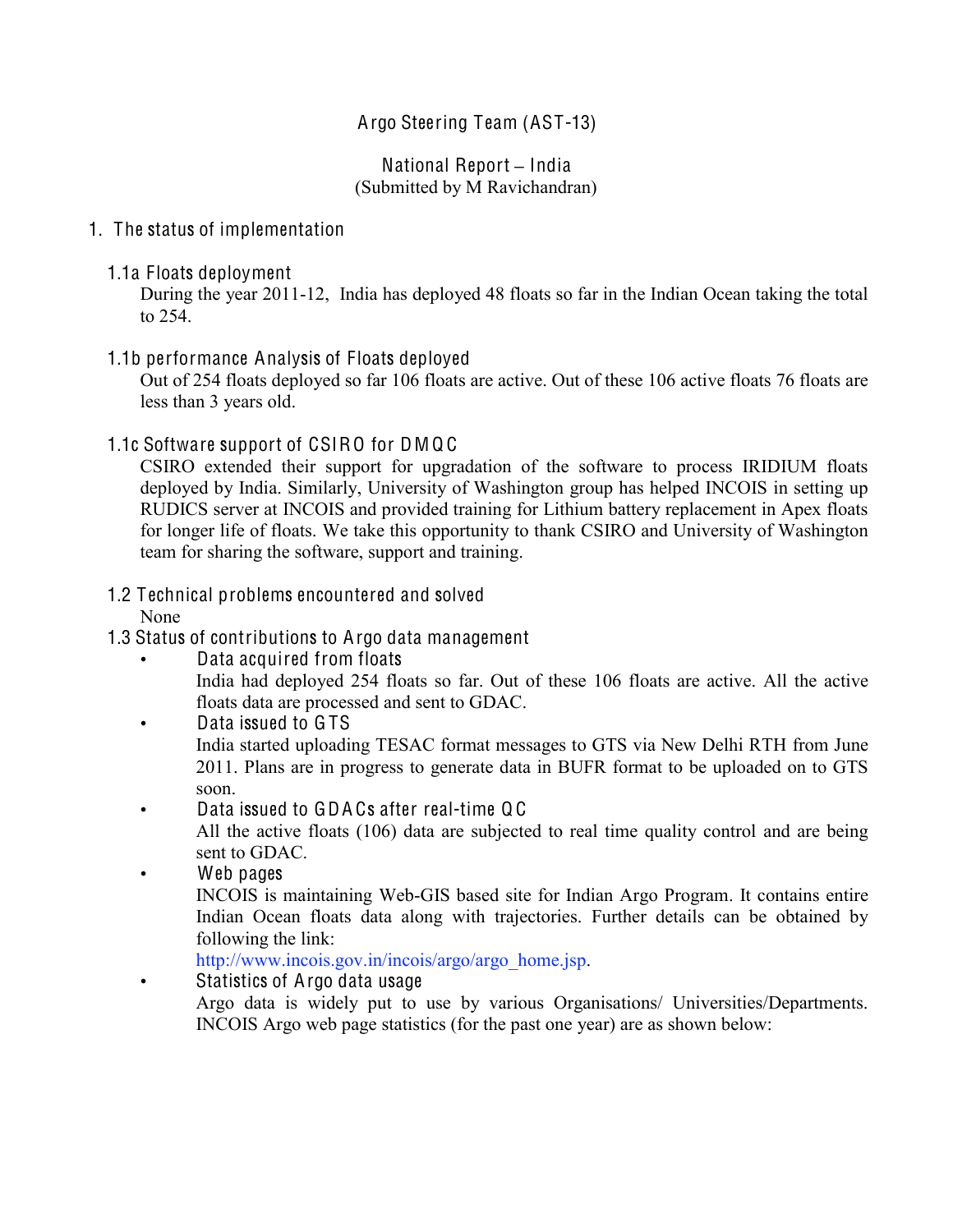# Argo Steering Team (AST-13)

## National Report – India
(Submitted by M Ravichandran)

## 1. The status of implementation

### 1.1a Floats deployment

During the year 2011-12, India has deployed 48 floats so far in the Indian Ocean taking the total to 254.

### 1.1b performance Analysis of Floats deployed

Out of 254 floats deployed so far 106 floats are active. Out of these 106 active floats 76 floats are less than 3 years old.

### 1.1c Software support of CSIRO for DMQC

CSIRO extended their support for upgradation of the software to process IRIDIUM floats deployed by India. Similarly, University of Washington group has helped INCOIS in setting up RUDICS server at INCOIS and provided training for Lithium battery replacement in Apex floats for longer life of floats. We take this opportunity to thank CSIRO and University of Washington team for sharing the software, support and training.

### 1.2 Technical problems encountered and solved

None

### 1.3 Status of contributions to Argo data management

- **Data acquired from floats**
  India had deployed 254 floats so far. Out of these 106 floats are active. All the active floats data are processed and sent to GDAC.
- **Data issued to GTS**
  India started uploading TESAC format messages to GTS via New Delhi RTH from June 2011. Plans are in progress to generate data in BUFR format to be uploaded on to GTS soon.
- **Data issued to GDACs after real-time QC**
  All the active floats (106) data are subjected to real time quality control and are being sent to GDAC.
- **Web pages**
  INCOIS is maintaining Web-GIS based site for Indian Argo Program. It contains entire Indian Ocean floats data along with trajectories. Further details can be obtained by following the link:
  http://www.incois.gov.in/incois/argo/argo_home.jsp.
- **Statistics of Argo data usage**
  Argo data is widely put to use by various Organisations/ Universities/Departments. INCOIS Argo web page statistics (for the past one year) are as shown below: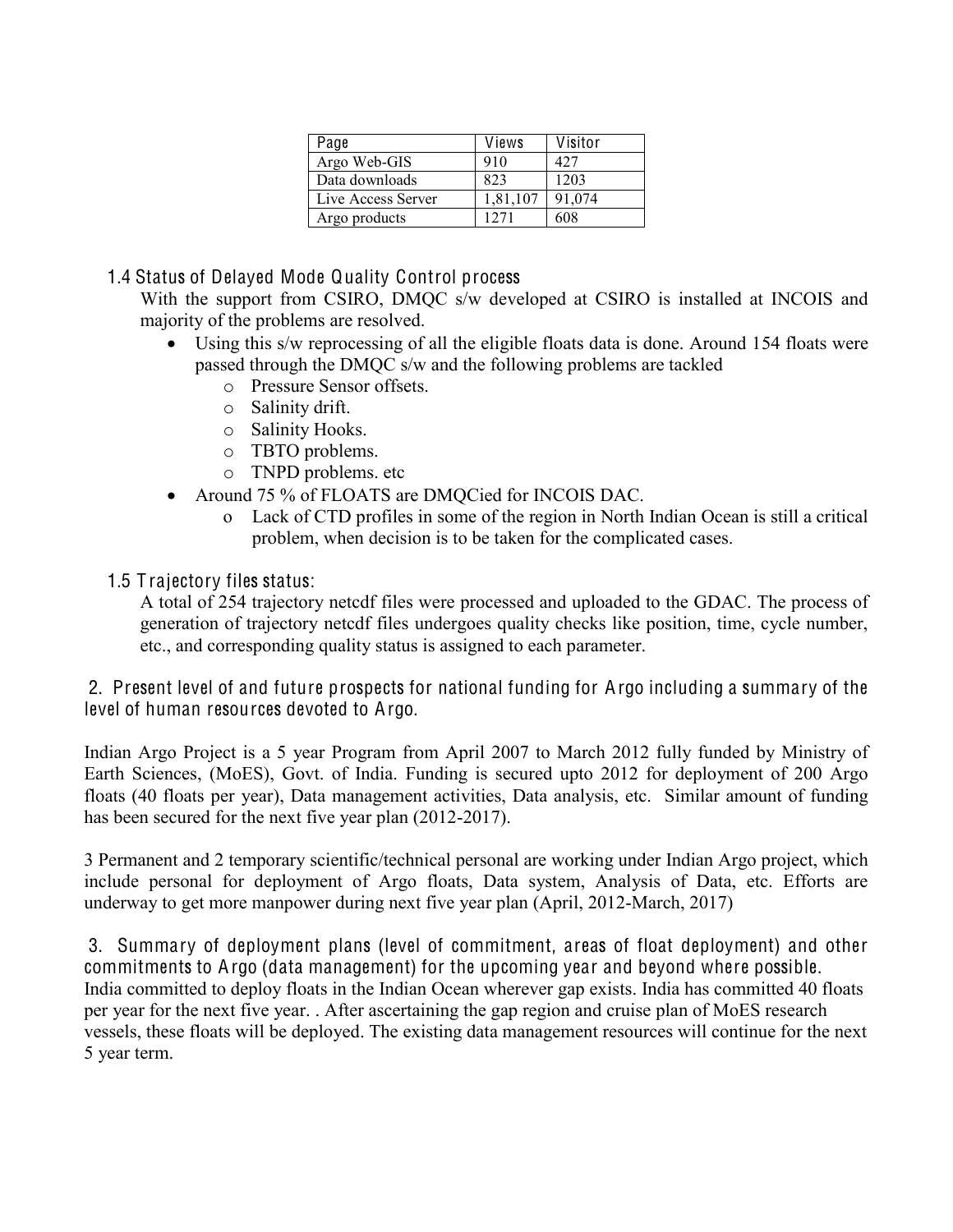| Page | Views | Visitor |
|---|---|---|
| Argo Web-GIS | 910 | 427 |
| Data downloads | 823 | 1203 |
| Live Access Server | 1,81,107 | 91,074 |
| Argo products | 1271 | 608 |

### 1.4 Status of Delayed Mode Quality Control process

With the support from CSIRO, DMQC s/w developed at CSIRO is installed at INCOIS and majority of the problems are resolved.

- Using this s/w reprocessing of all the eligible floats data is done. Around 154 floats were passed through the DMQC s/w and the following problems are tackled
  - Pressure Sensor offsets.
  - Salinity drift.
  - Salinity Hooks.
  - TBTO problems.
  - TNPD problems. etc
- Around 75 % of FLOATS are DMQCied for INCOIS DAC.
  - Lack of CTD profiles in some of the region in North Indian Ocean is still a critical problem, when decision is to be taken for the complicated cases.

### 1.5 Trajectory files status:

A total of 254 trajectory netcdf files were processed and uploaded to the GDAC. The process of generation of trajectory netcdf files undergoes quality checks like position, time, cycle number, etc., and corresponding quality status is assigned to each parameter.

## 2. Present level of and future prospects for national funding for Argo including a summary of the level of human resources devoted to Argo.

Indian Argo Project is a 5 year Program from April 2007 to March 2012 fully funded by Ministry of Earth Sciences, (MoES), Govt. of India. Funding is secured upto 2012 for deployment of 200 Argo floats (40 floats per year), Data management activities, Data analysis, etc. Similar amount of funding has been secured for the next five year plan (2012-2017).

3 Permanent and 2 temporary scientific/technical personal are working under Indian Argo project, which include personal for deployment of Argo floats, Data system, Analysis of Data, etc. Efforts are underway to get more manpower during next five year plan (April, 2012-March, 2017)

## 3. Summary of deployment plans (level of commitment, areas of float deployment) and other commitments to Argo (data management) for the upcoming year and beyond where possible.

India committed to deploy floats in the Indian Ocean wherever gap exists. India has committed 40 floats per year for the next five year. . After ascertaining the gap region and cruise plan of MoES research vessels, these floats will be deployed. The existing data management resources will continue for the next 5 year term.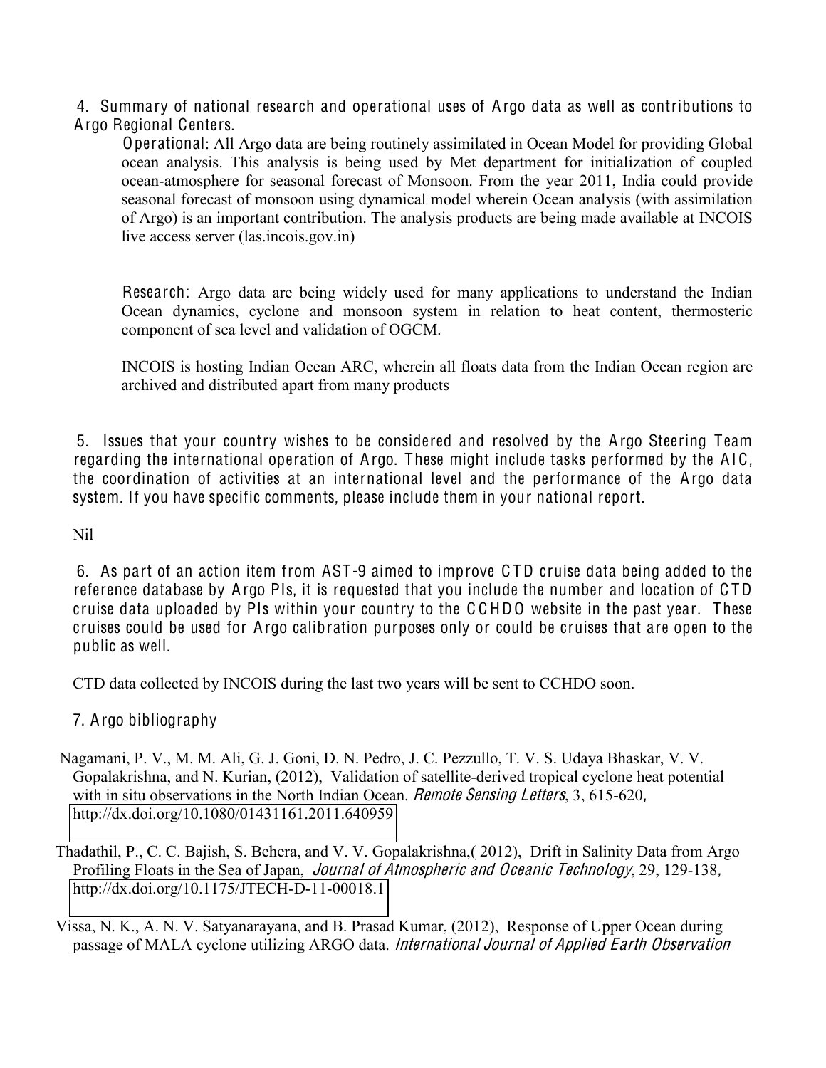4. Summary of national research and operational uses of Argo data as well as contributions to Argo Regional Centers.

Operational: All Argo data are being routinely assimilated in Ocean Model for providing Global ocean analysis. This analysis is being used by Met department for initialization of coupled ocean-atmosphere for seasonal forecast of Monsoon. From the year 2011, India could provide seasonal forecast of monsoon using dynamical model wherein Ocean analysis (with assimilation of Argo) is an important contribution. The analysis products are being made available at INCOIS live access server (las.incois.gov.in)

Research: Argo data are being widely used for many applications to understand the Indian Ocean dynamics, cyclone and monsoon system in relation to heat content, thermosteric component of sea level and validation of OGCM.

INCOIS is hosting Indian Ocean ARC, wherein all floats data from the Indian Ocean region are archived and distributed apart from many products

5. Issues that your country wishes to be considered and resolved by the Argo Steering Team regarding the international operation of Argo. These might include tasks performed by the AIC, the coordination of activities at an international level and the performance of the Argo data system. If you have specific comments, please include them in your national report.

Nil

6. As part of an action item from AST-9 aimed to improve CTD cruise data being added to the reference database by Argo PIs, it is requested that you include the number and location of CTD cruise data uploaded by PIs within your country to the CCHDO website in the past year. These cruises could be used for Argo calibration purposes only or could be cruises that are open to the public as well.

CTD data collected by INCOIS during the last two years will be sent to CCHDO soon.

7. Argo bibliography

Nagamani, P. V., M. M. Ali, G. J. Goni, D. N. Pedro, J. C. Pezzullo, T. V. S. Udaya Bhaskar, V. V. Gopalakrishna, and N. Kurian, (2012), Validation of satellite-derived tropical cyclone heat potential with in situ observations in the North Indian Ocean. *Remote Sensing Letters*, 3, 615-620, http://dx.doi.org/10.1080/01431161.2011.640959

Thadathil, P., C. C. Bajish, S. Behera, and V. V. Gopalakrishna,( 2012), Drift in Salinity Data from Argo Profiling Floats in the Sea of Japan, *Journal of Atmospheric and Oceanic Technology*, 29, 129-138, http://dx.doi.org/10.1175/JTECH-D-11-00018.1

Vissa, N. K., A. N. V. Satyanarayana, and B. Prasad Kumar, (2012), Response of Upper Ocean during passage of MALA cyclone utilizing ARGO data. *International Journal of Applied Earth Observation*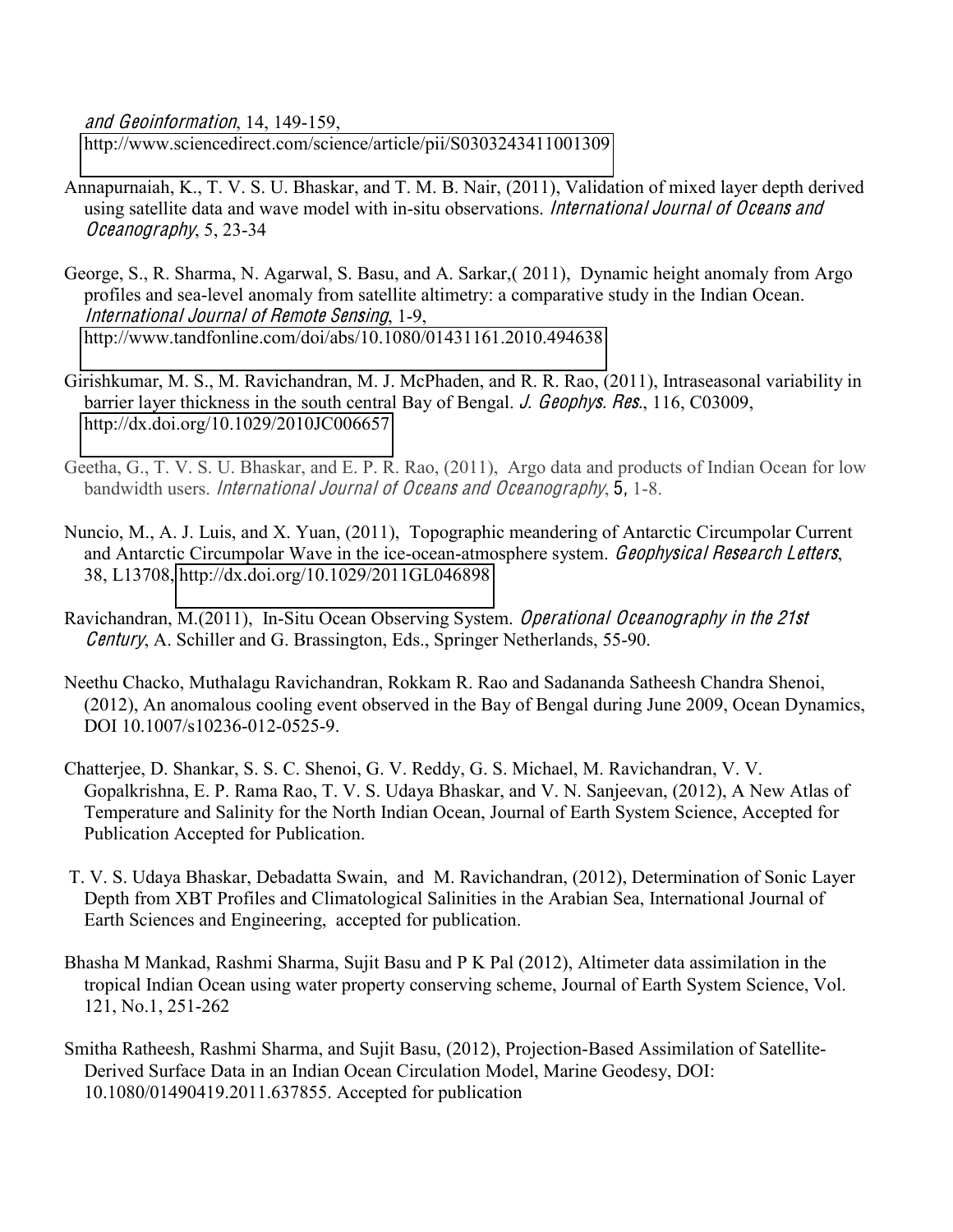*and Geoinformation*, 14, 149-159, http://www.sciencedirect.com/science/article/pii/S0303243411001309

Annapurnaiah, K., T. V. S. U. Bhaskar, and T. M. B. Nair, (2011), Validation of mixed layer depth derived using satellite data and wave model with in-situ observations. *International Journal of Oceans and Oceanography*, 5, 23-34

George, S., R. Sharma, N. Agarwal, S. Basu, and A. Sarkar,( 2011), Dynamic height anomaly from Argo profiles and sea-level anomaly from satellite altimetry: a comparative study in the Indian Ocean. *International Journal of Remote Sensing*, 1-9, http://www.tandfonline.com/doi/abs/10.1080/01431161.2010.494638

Girishkumar, M. S., M. Ravichandran, M. J. McPhaden, and R. R. Rao, (2011), Intraseasonal variability in barrier layer thickness in the south central Bay of Bengal. *J. Geophys. Res.*, 116, C03009, http://dx.doi.org/10.1029/2010JC006657

Geetha, G., T. V. S. U. Bhaskar, and E. P. R. Rao, (2011), Argo data and products of Indian Ocean for low bandwidth users. *International Journal of Oceans and Oceanography*, 5, 1-8.

Nuncio, M., A. J. Luis, and X. Yuan, (2011), Topographic meandering of Antarctic Circumpolar Current and Antarctic Circumpolar Wave in the ice-ocean-atmosphere system. *Geophysical Research Letters*, 38, L13708, http://dx.doi.org/10.1029/2011GL046898

Ravichandran, M.(2011), In-Situ Ocean Observing System. *Operational Oceanography in the 21st Century*, A. Schiller and G. Brassington, Eds., Springer Netherlands, 55-90.

Neethu Chacko, Muthalagu Ravichandran, Rokkam R. Rao and Sadananda Satheesh Chandra Shenoi, (2012), An anomalous cooling event observed in the Bay of Bengal during June 2009, Ocean Dynamics, DOI 10.1007/s10236-012-0525-9.

Chatterjee, D. Shankar, S. S. C. Shenoi, G. V. Reddy, G. S. Michael, M. Ravichandran, V. V. Gopalkrishna, E. P. Rama Rao, T. V. S. Udaya Bhaskar, and V. N. Sanjeevan, (2012), A New Atlas of Temperature and Salinity for the North Indian Ocean, Journal of Earth System Science, Accepted for Publication Accepted for Publication.

T. V. S. Udaya Bhaskar, Debadatta Swain, and M. Ravichandran, (2012), Determination of Sonic Layer Depth from XBT Profiles and Climatological Salinities in the Arabian Sea, International Journal of Earth Sciences and Engineering, accepted for publication.

Bhasha M Mankad, Rashmi Sharma, Sujit Basu and P K Pal (2012), Altimeter data assimilation in the tropical Indian Ocean using water property conserving scheme, Journal of Earth System Science, Vol. 121, No.1, 251-262

Smitha Ratheesh, Rashmi Sharma, and Sujit Basu, (2012), Projection-Based Assimilation of Satellite-Derived Surface Data in an Indian Ocean Circulation Model, Marine Geodesy, DOI: 10.1080/01490419.2011.637855. Accepted for publication